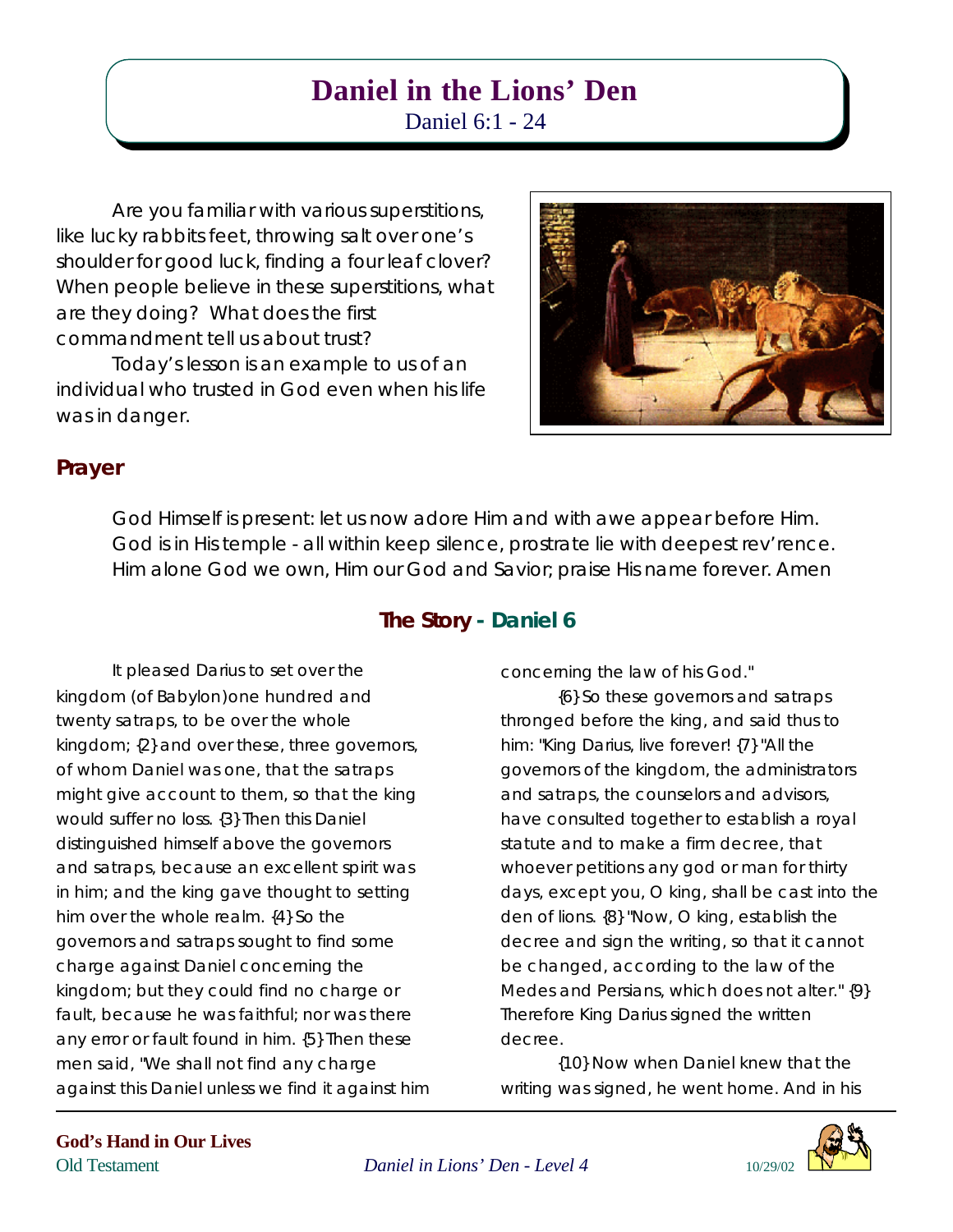# Daniel in the Lions' Den

Daniel 6:1 - 24

Are you familiar with various superstitions, like lucky rabbits feet, throwing salt over one's shoulder for good luck, finding a four leaf clover? When people believe in these superstitions, what are they doing? What does the first commandment tell us about trust?

Today's lesson is an example to us of an individual who trusted in God even when his life was in danger.

## Prayer

God Himself is present: let us now adore Him and with awe appear before Him.
God is in His temple - all within keep silence, prostrate lie with deepest rev'rence.
Him alone God we own, Him our God and Savior; praise His name forever. Amen

## The Story - Daniel 6

It pleased Darius to set over the kingdom (of Babylon)one hundred and twenty satraps, to be over the whole kingdom; {2} and over these, three governors, of whom Daniel was one, that the satraps might give account to them, so that the king would suffer no loss. {3} Then this Daniel distinguished himself above the governors and satraps, because an excellent spirit was in him; and the king gave thought to setting him over the whole realm. {4} So the governors and satraps sought to find some charge against Daniel concerning the kingdom; but they could find no charge or fault, because he was faithful; nor was there any error or fault found in him. {5} Then these men said, "We shall not find any charge against this Daniel unless we find it against him concerning the law of his God."

{6} So these governors and satraps thronged before the king, and said thus to him: "King Darius, live forever! {7} "All the governors of the kingdom, the administrators and satraps, the counselors and advisors, have consulted together to establish a royal statute and to make a firm decree, that whoever petitions any god or man for thirty days, except you, O king, shall be cast into the den of lions. {8} "Now, O king, establish the decree and sign the writing, so that it cannot be changed, according to the law of the Medes and Persians, which does not alter." {9} Therefore King Darius signed the written decree.

{10} Now when Daniel knew that the writing was signed, he went home. And in his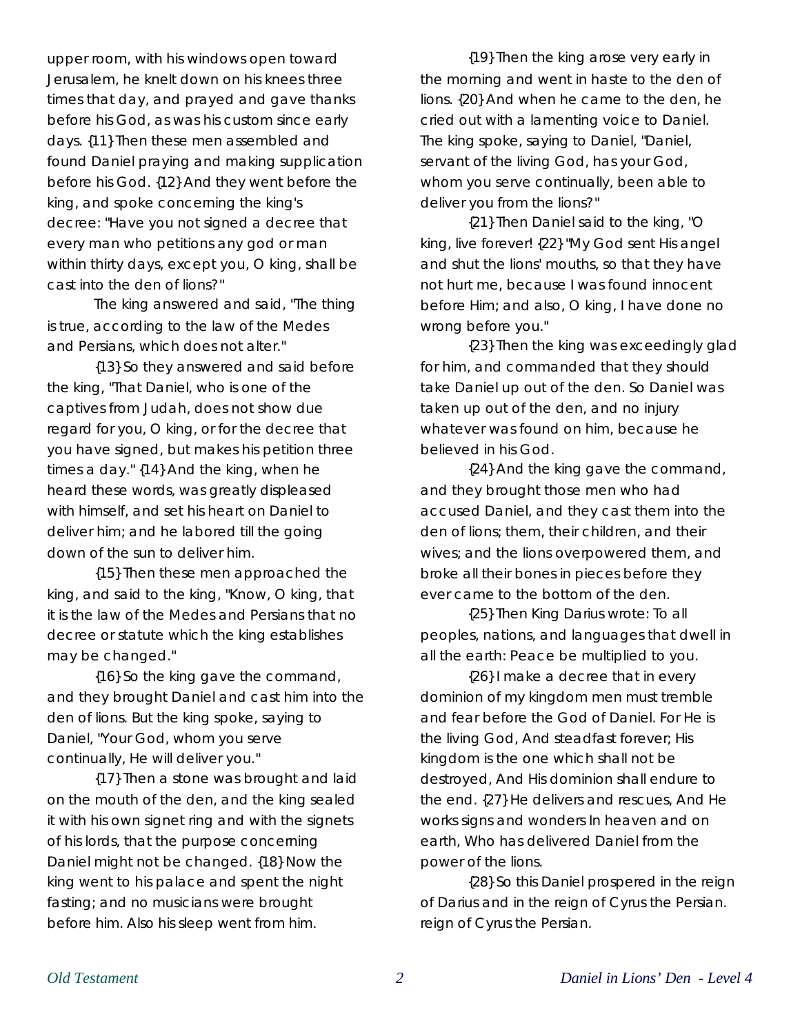upper room, with his windows open toward Jerusalem, he knelt down on his knees three times that day, and prayed and gave thanks before his God, as was his custom since early days. {11} Then these men assembled and found Daniel praying and making supplication before his God. {12} And they went before the king, and spoke concerning the king's decree: "Have you not signed a decree that every man who petitions any god or man within thirty days, except you, O king, shall be cast into the den of lions?"

The king answered and said, "The thing is true, according to the law of the Medes and Persians, which does not alter."

{13} So they answered and said before the king, "That Daniel, who is one of the captives from Judah, does not show due regard for you, O king, or for the decree that you have signed, but makes his petition three times a day." {14} And the king, when he heard these words, was greatly displeased with himself, and set his heart on Daniel to deliver him; and he labored till the going down of the sun to deliver him.

{15} Then these men approached the king, and said to the king, "Know, O king, that it is the law of the Medes and Persians that no decree or statute which the king establishes may be changed."

{16} So the king gave the command, and they brought Daniel and cast him into the den of lions. But the king spoke, saying to Daniel, "Your God, whom you serve continually, He will deliver you."

{17} Then a stone was brought and laid on the mouth of the den, and the king sealed it with his own signet ring and with the signets of his lords, that the purpose concerning Daniel might not be changed. {18} Now the king went to his palace and spent the night fasting; and no musicians were brought before him. Also his sleep went from him.

{19} Then the king arose very early in the morning and went in haste to the den of lions. {20} And when he came to the den, he cried out with a lamenting voice to Daniel. The king spoke, saying to Daniel, "Daniel, servant of the living God, has your God, whom you serve continually, been able to deliver you from the lions?"

{21} Then Daniel said to the king, "O king, live forever! {22} "My God sent His angel and shut the lions' mouths, so that they have not hurt me, because I was found innocent before Him; and also, O king, I have done no wrong before you."

{23} Then the king was exceedingly glad for him, and commanded that they should take Daniel up out of the den. So Daniel was taken up out of the den, and no injury whatever was found on him, because he believed in his God.

{24} And the king gave the command, and they brought those men who had accused Daniel, and they cast them into the den of lions; them, their children, and their wives; and the lions overpowered them, and broke all their bones in pieces before they ever came to the bottom of the den.

{25} Then King Darius wrote: To all peoples, nations, and languages that dwell in all the earth: Peace be multiplied to you.

{26} I make a decree that in every dominion of my kingdom men must tremble and fear before the God of Daniel. For He is the living God, And steadfast forever; His kingdom is the one which shall not be destroyed, And His dominion shall endure to the end. {27} He delivers and rescues, And He works signs and wonders In heaven and on earth, Who has delivered Daniel from the power of the lions.

{28} So this Daniel prospered in the reign of Darius and in the reign of Cyrus the Persian. reign of Cyrus the Persian.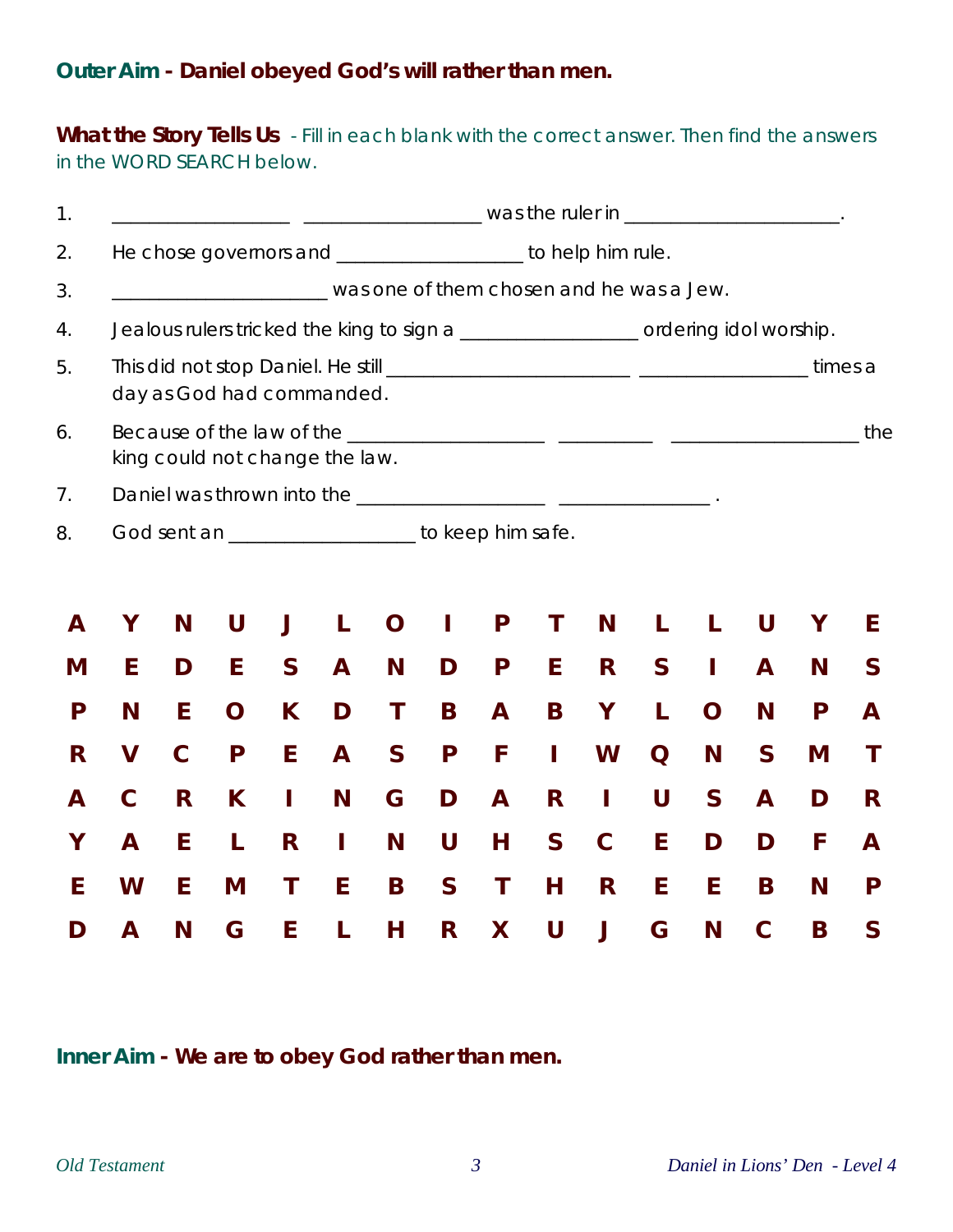**Outer Aim - Daniel obeyed God's will rather than men.**

**What the Story Tells Us** - Fill in each blank with the correct answer. Then find the answers in the WORD SEARCH below.

1. __________________ __________________ was the ruler in ____________________.
2. He chose governors and __________________ to help him rule.
3. ____________________ was one of them chosen and he was a Jew.
4. Jealous rulers tricked the king to sign a __________________ ordering idol worship.
5. This did not stop Daniel. He still ______________________ ________________ times a day as God had commanded.
6. Because of the law of the __________________ _________ __________________ the king could not change the law.
7. Daniel was thrown into the __________________ ______________ .
8. God sent an __________________ to keep him safe.

| | | | | | | | | | | | | | | | |
|---|---|---|---|---|---|---|---|---|---|---|---|---|---|---|---|
| A | Y | N | U | J | L | O | I | P | T | N | L | L | U | Y | E |
| M | E | D | E | S | A | N | D | P | E | R | S | I | A | N | S |
| P | N | E | O | K | D | T | B | A | B | Y | L | O | N | P | A |
| R | V | C | P | E | A | S | P | F | I | W | Q | N | S | M | T |
| A | C | R | K | I | N | G | D | A | R | I | U | S | A | D | R |
| Y | A | E | L | R | I | N | U | H | S | C | E | D | D | F | A |
| E | W | E | M | T | E | B | S | T | H | R | E | E | B | N | P |
| D | A | N | G | E | L | H | R | X | U | J | G | N | C | B | S |

**Inner Aim - We are to obey God rather than men.**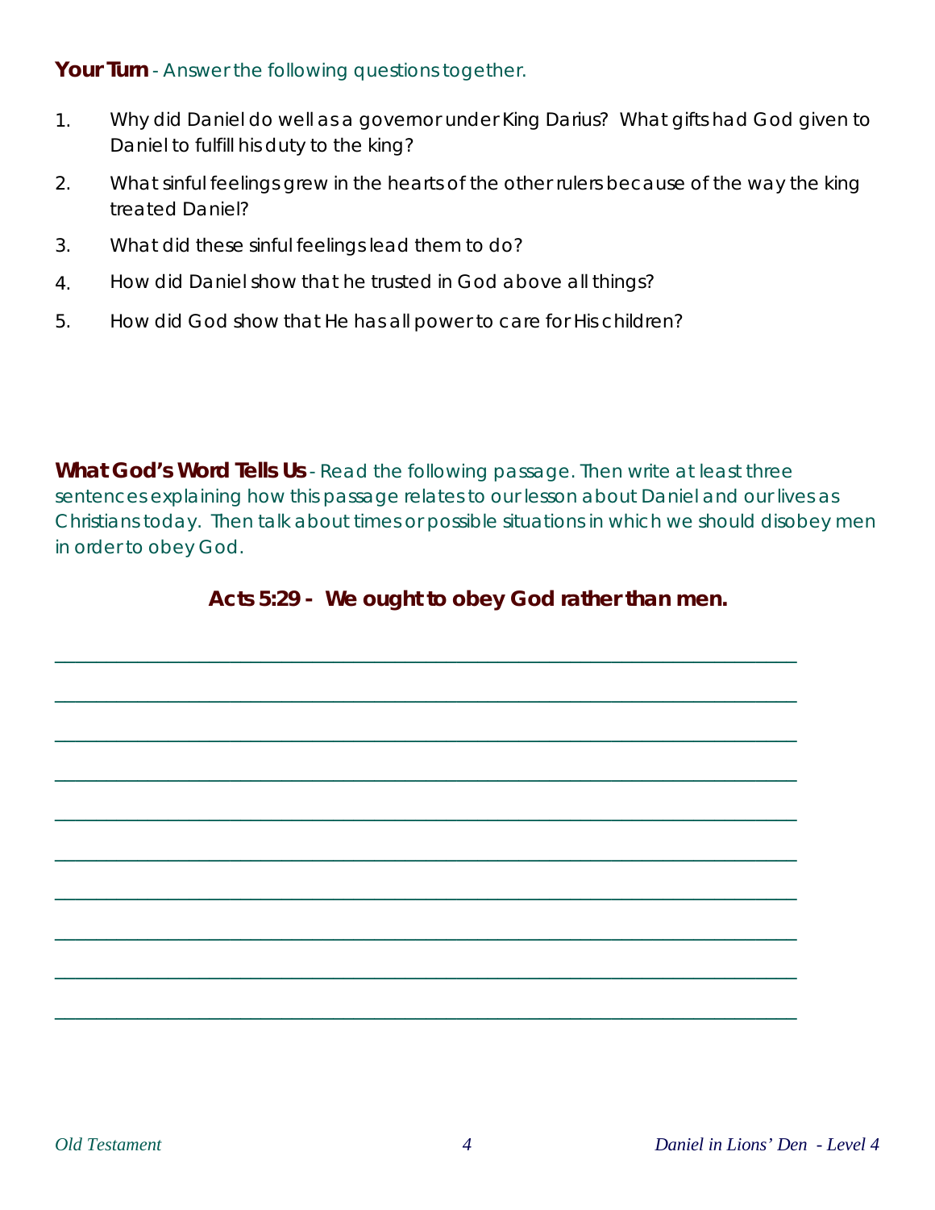**Your Turn** - Answer the following questions together.

1. Why did Daniel do well as a governor under King Darius? What gifts had God given to Daniel to fulfill his duty to the king?
2. What sinful feelings grew in the hearts of the other rulers because of the way the king treated Daniel?
3. What did these sinful feelings lead them to do?
4. How did Daniel show that he trusted in God above all things?
5. How did God show that He has all power to care for His children?

**What God's Word Tells Us** - Read the following passage. Then write at least three sentences explaining how this passage relates to our lesson about Daniel and our lives as Christians today. Then talk about times or possible situations in which we should disobey men in order to obey God.

**Acts 5:29 - We ought to obey God rather than men.**

______________________________________________________________________

______________________________________________________________________

______________________________________________________________________

______________________________________________________________________

______________________________________________________________________

______________________________________________________________________

______________________________________________________________________

______________________________________________________________________

______________________________________________________________________

______________________________________________________________________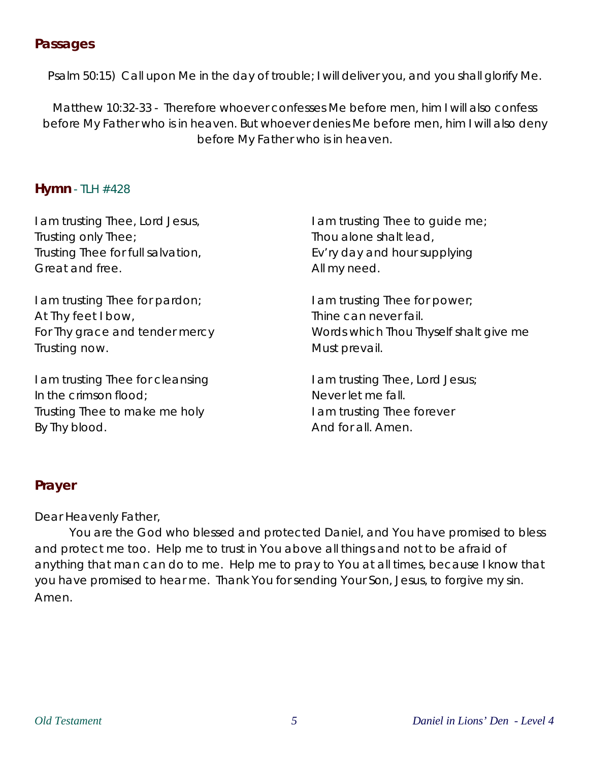## Passages

Psalm 50:15) Call upon Me in the day of trouble; I will deliver you, and you shall glorify Me.

Matthew 10:32-33 - Therefore whoever confesses Me before men, him I will also confess before My Father who is in heaven. But whoever denies Me before men, him I will also deny before My Father who is in heaven.

## Hymn - TLH #428

I am trusting Thee, Lord Jesus,
Trusting only Thee;
Trusting Thee for full salvation,
Great and free.

I am trusting Thee for pardon;
At Thy feet I bow,
For Thy grace and tender mercy
Trusting now.

I am trusting Thee for cleansing
In the crimson flood;
Trusting Thee to make me holy
By Thy blood.

I am trusting Thee to guide me;
Thou alone shalt lead,
Ev'ry day and hour supplying
All my need.

I am trusting Thee for power;
Thine can never fail.
Words which Thou Thyself shalt give me
Must prevail.

I am trusting Thee, Lord Jesus;
Never let me fall.
I am trusting Thee forever
And for all. Amen.

## Prayer

Dear Heavenly Father,

You are the God who blessed and protected Daniel, and You have promised to bless and protect me too. Help me to trust in You above all things and not to be afraid of anything that man can do to me. Help me to pray to You at all times, because I know that you have promised to hear me. Thank You for sending Your Son, Jesus, to forgive my sin. Amen.